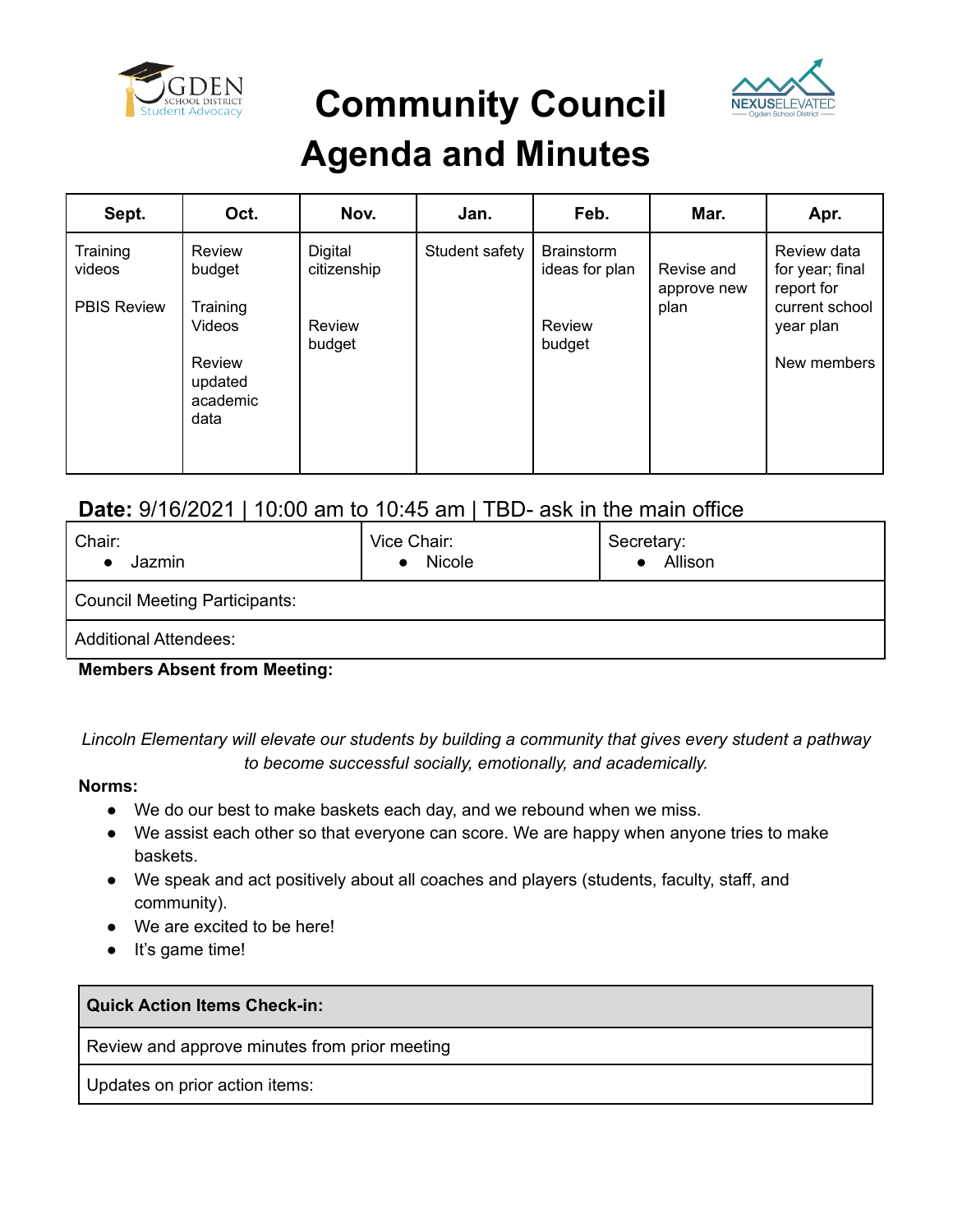# Community Council Agenda and Minutes

| Sept. | Oct. | Nov. | Jan. | Feb. | Mar. | Apr. |
|---|---|---|---|---|---|---|
| Training videos<br><br>PBIS Review | Review budget<br><br>Training Videos<br><br>Review updated academic data | Digital citizenship<br><br>Review budget | Student safety | Brainstorm ideas for plan<br><br>Review budget | Revise and approve new plan | Review data for year; final report for current school year plan<br><br>New members |

**Date:** 9/16/2021 | 10:00 am to 10:45 am | TBD- ask in the main office

| Chair:<br>• Jazmin | Vice Chair:<br>• Nicole | Secretary:<br>• Allison |
|---|---|---|
| Council Meeting Participants: | | |
| Additional Attendees: | | |

**Members Absent from Meeting:**

*Lincoln Elementary will elevate our students by building a community that gives every student a pathway to become successful socially, emotionally, and academically.*

**Norms:**

- We do our best to make baskets each day, and we rebound when we miss.
- We assist each other so that everyone can score. We are happy when anyone tries to make baskets.
- We speak and act positively about all coaches and players (students, faculty, staff, and community).
- We are excited to be here!
- It's game time!

| **Quick Action Items Check-in:** |
|---|
| Review and approve minutes from prior meeting |
| Updates on prior action items: |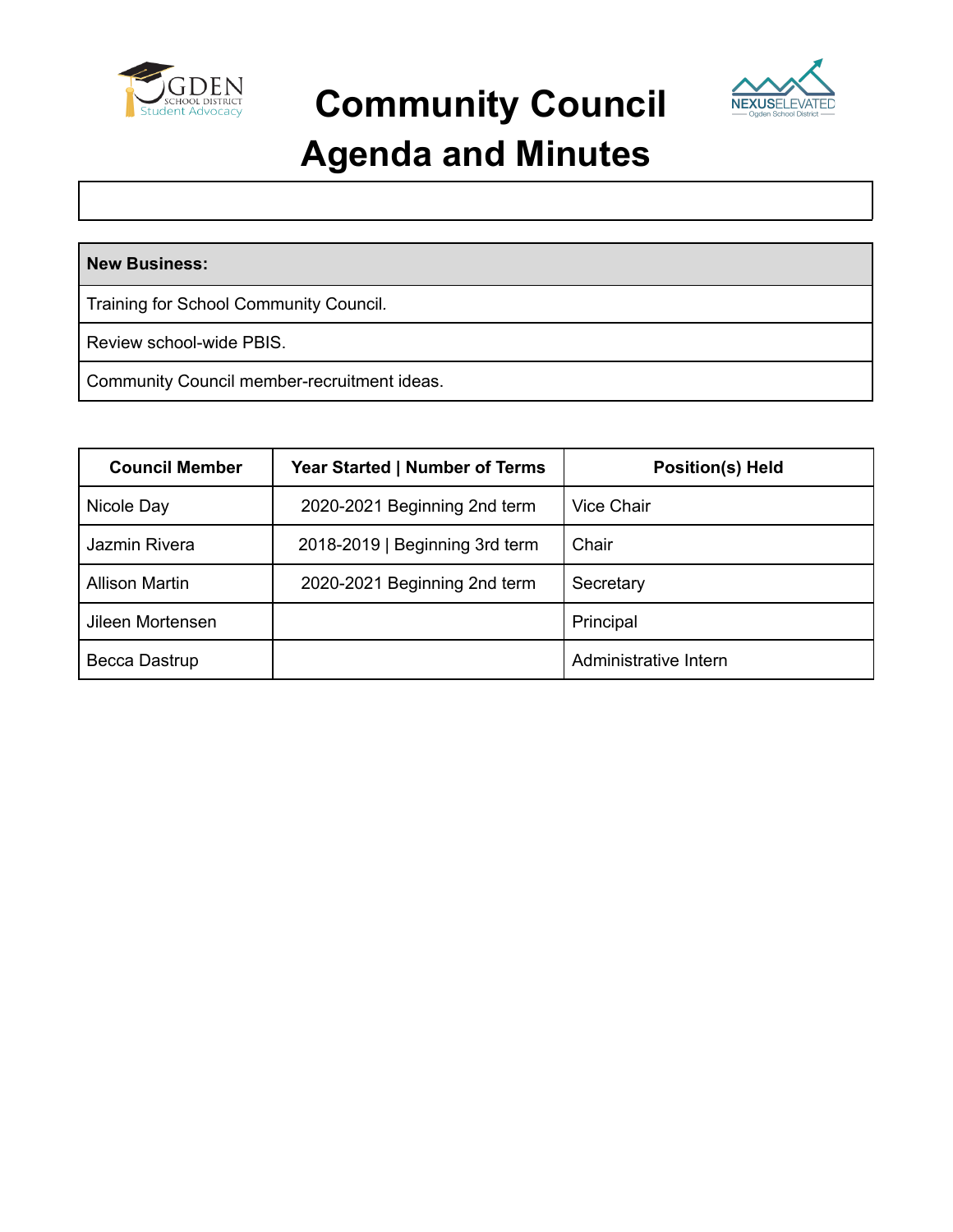# Community Council Agenda and Minutes

| New Business: |
| --- |
| Training for School Community Council. |
| Review school-wide PBIS. |
| Community Council member-recruitment ideas. |

| Council Member | Year Started \| Number of Terms | Position(s) Held |
| --- | --- | --- |
| Nicole Day | 2020-2021 Beginning 2nd term | Vice Chair |
| Jazmin Rivera | 2018-2019 \| Beginning 3rd term | Chair |
| Allison Martin | 2020-2021 Beginning 2nd term | Secretary |
| Jileen Mortensen | | Principal |
| Becca Dastrup | | Administrative Intern |